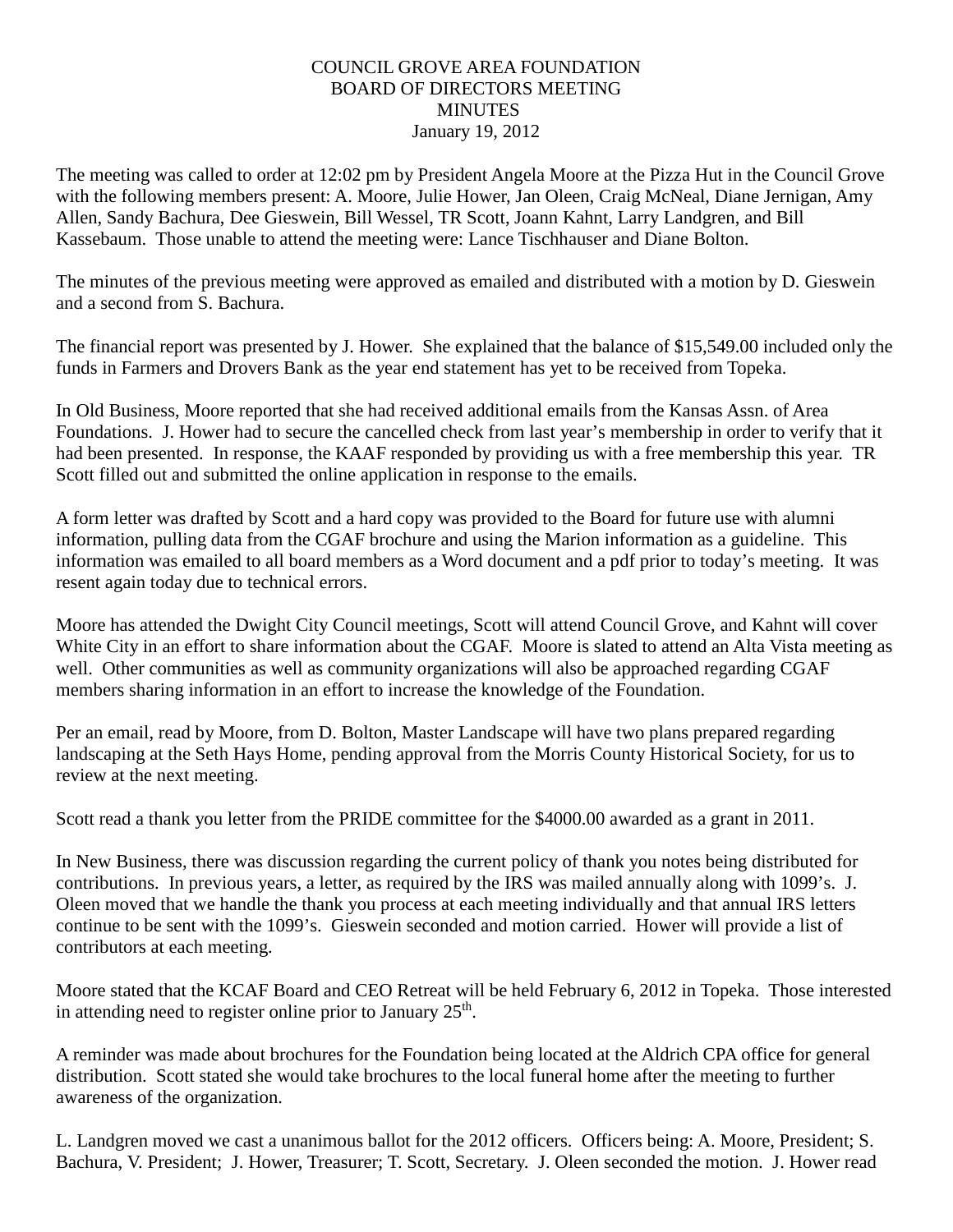COUNCIL GROVE AREA FOUNDATION
BOARD OF DIRECTORS MEETING
MINUTES
January 19, 2012

The meeting was called to order at 12:02 pm by President Angela Moore at the Pizza Hut in the Council Grove with the following members present: A. Moore, Julie Hower, Jan Oleen, Craig McNeal, Diane Jernigan, Amy Allen, Sandy Bachura, Dee Gieswein, Bill Wessel, TR Scott, Joann Kahnt, Larry Landgren, and Bill Kassebaum. Those unable to attend the meeting were: Lance Tischhauser and Diane Bolton.

The minutes of the previous meeting were approved as emailed and distributed with a motion by D. Gieswein and a second from S. Bachura.

The financial report was presented by J. Hower. She explained that the balance of $15,549.00 included only the funds in Farmers and Drovers Bank as the year end statement has yet to be received from Topeka.

In Old Business, Moore reported that she had received additional emails from the Kansas Assn. of Area Foundations. J. Hower had to secure the cancelled check from last year's membership in order to verify that it had been presented. In response, the KAAF responded by providing us with a free membership this year. TR Scott filled out and submitted the online application in response to the emails.

A form letter was drafted by Scott and a hard copy was provided to the Board for future use with alumni information, pulling data from the CGAF brochure and using the Marion information as a guideline. This information was emailed to all board members as a Word document and a pdf prior to today's meeting. It was resent again today due to technical errors.

Moore has attended the Dwight City Council meetings, Scott will attend Council Grove, and Kahnt will cover White City in an effort to share information about the CGAF. Moore is slated to attend an Alta Vista meeting as well. Other communities as well as community organizations will also be approached regarding CGAF members sharing information in an effort to increase the knowledge of the Foundation.

Per an email, read by Moore, from D. Bolton, Master Landscape will have two plans prepared regarding landscaping at the Seth Hays Home, pending approval from the Morris County Historical Society, for us to review at the next meeting.

Scott read a thank you letter from the PRIDE committee for the $4000.00 awarded as a grant in 2011.

In New Business, there was discussion regarding the current policy of thank you notes being distributed for contributions. In previous years, a letter, as required by the IRS was mailed annually along with 1099's. J. Oleen moved that we handle the thank you process at each meeting individually and that annual IRS letters continue to be sent with the 1099's. Gieswein seconded and motion carried. Hower will provide a list of contributors at each meeting.

Moore stated that the KCAF Board and CEO Retreat will be held February 6, 2012 in Topeka. Those interested in attending need to register online prior to January 25th.

A reminder was made about brochures for the Foundation being located at the Aldrich CPA office for general distribution. Scott stated she would take brochures to the local funeral home after the meeting to further awareness of the organization.

L. Landgren moved we cast a unanimous ballot for the 2012 officers. Officers being: A. Moore, President; S. Bachura, V. President; J. Hower, Treasurer; T. Scott, Secretary. J. Oleen seconded the motion. J. Hower read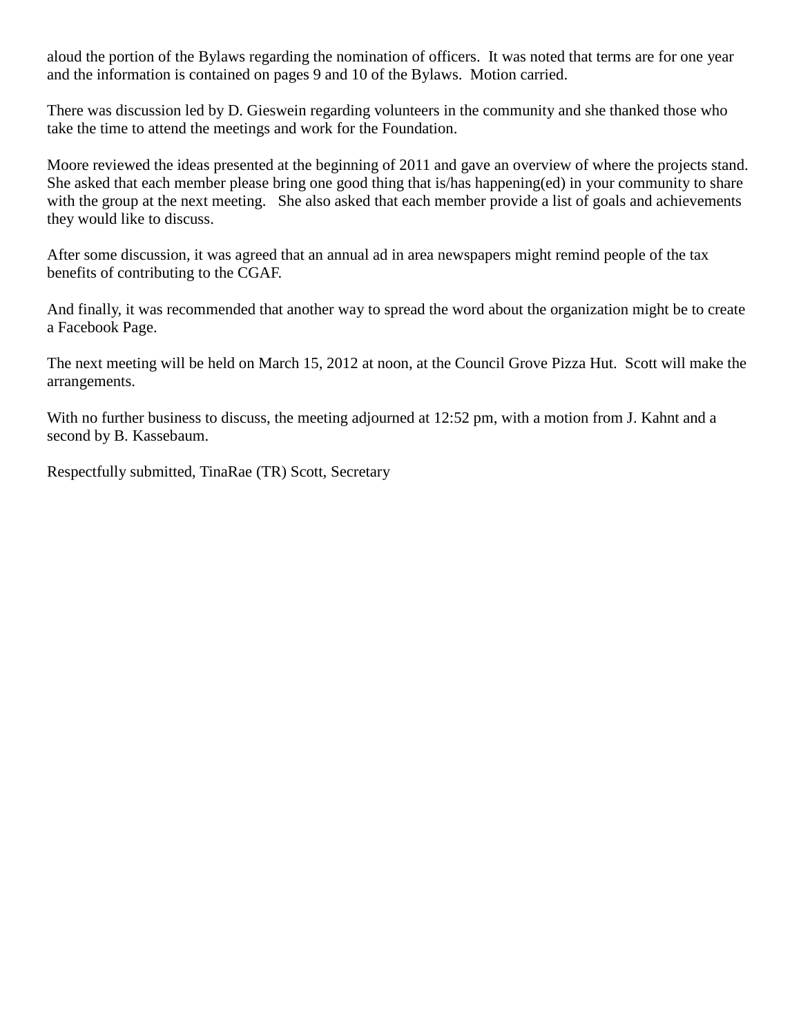aloud the portion of the Bylaws regarding the nomination of officers.  It was noted that terms are for one year and the information is contained on pages 9 and 10 of the Bylaws.  Motion carried.

There was discussion led by D. Gieswein regarding volunteers in the community and she thanked those who take the time to attend the meetings and work for the Foundation.

Moore reviewed the ideas presented at the beginning of 2011 and gave an overview of where the projects stand.  She asked that each member please bring one good thing that is/has happening(ed) in your community to share with the group at the next meeting.   She also asked that each member provide a list of goals and achievements they would like to discuss.

After some discussion, it was agreed that an annual ad in area newspapers might remind people of the tax benefits of contributing to the CGAF.

And finally, it was recommended that another way to spread the word about the organization might be to create a Facebook Page.

The next meeting will be held on March 15, 2012 at noon, at the Council Grove Pizza Hut.  Scott will make the arrangements.

With no further business to discuss, the meeting adjourned at 12:52 pm, with a motion from J. Kahnt and a second by B. Kassebaum.

Respectfully submitted, TinaRae (TR) Scott, Secretary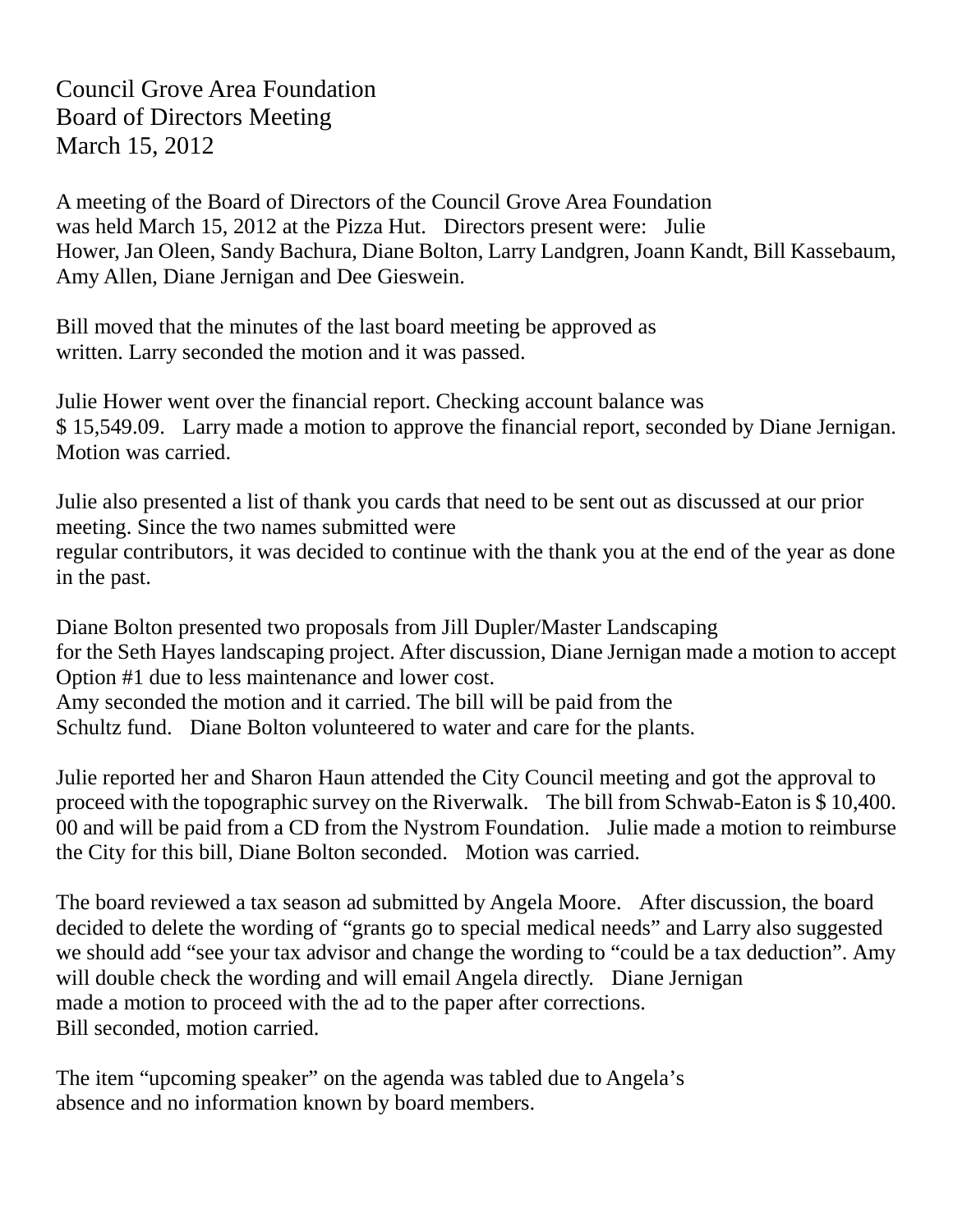Council Grove Area Foundation
Board of Directors Meeting
March 15, 2012

A meeting of the Board of Directors of the Council Grove Area Foundation was held March 15, 2012 at the Pizza Hut. Directors present were: Julie Hower, Jan Oleen, Sandy Bachura, Diane Bolton, Larry Landgren, Joann Kandt, Bill Kassebaum, Amy Allen, Diane Jernigan and Dee Gieswein.

Bill moved that the minutes of the last board meeting be approved as written. Larry seconded the motion and it was passed.

Julie Hower went over the financial report. Checking account balance was $ 15,549.09. Larry made a motion to approve the financial report, seconded by Diane Jernigan. Motion was carried.

Julie also presented a list of thank you cards that need to be sent out as discussed at our prior meeting. Since the two names submitted were regular contributors, it was decided to continue with the thank you at the end of the year as done in the past.

Diane Bolton presented two proposals from Jill Dupler/Master Landscaping for the Seth Hayes landscaping project. After discussion, Diane Jernigan made a motion to accept Option #1 due to less maintenance and lower cost. Amy seconded the motion and it carried. The bill will be paid from the Schultz fund. Diane Bolton volunteered to water and care for the plants.

Julie reported her and Sharon Haun attended the City Council meeting and got the approval to proceed with the topographic survey on the Riverwalk. The bill from Schwab-Eaton is $ 10,400.00 and will be paid from a CD from the Nystrom Foundation. Julie made a motion to reimburse the City for this bill, Diane Bolton seconded. Motion was carried.

The board reviewed a tax season ad submitted by Angela Moore. After discussion, the board decided to delete the wording of "grants go to special medical needs" and Larry also suggested we should add "see your tax advisor and change the wording to "could be a tax deduction". Amy will double check the wording and will email Angela directly. Diane Jernigan made a motion to proceed with the ad to the paper after corrections. Bill seconded, motion carried.

The item "upcoming speaker" on the agenda was tabled due to Angela's absence and no information known by board members.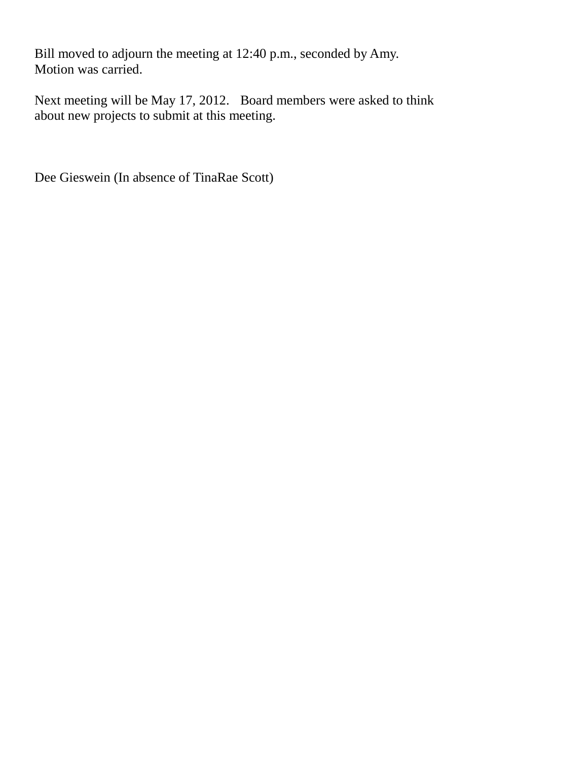Bill moved to adjourn the meeting at 12:40 p.m., seconded by Amy.
Motion was carried.

Next meeting will be May 17, 2012. Board members were asked to think about new projects to submit at this meeting.

Dee Gieswein (In absence of TinaRae Scott)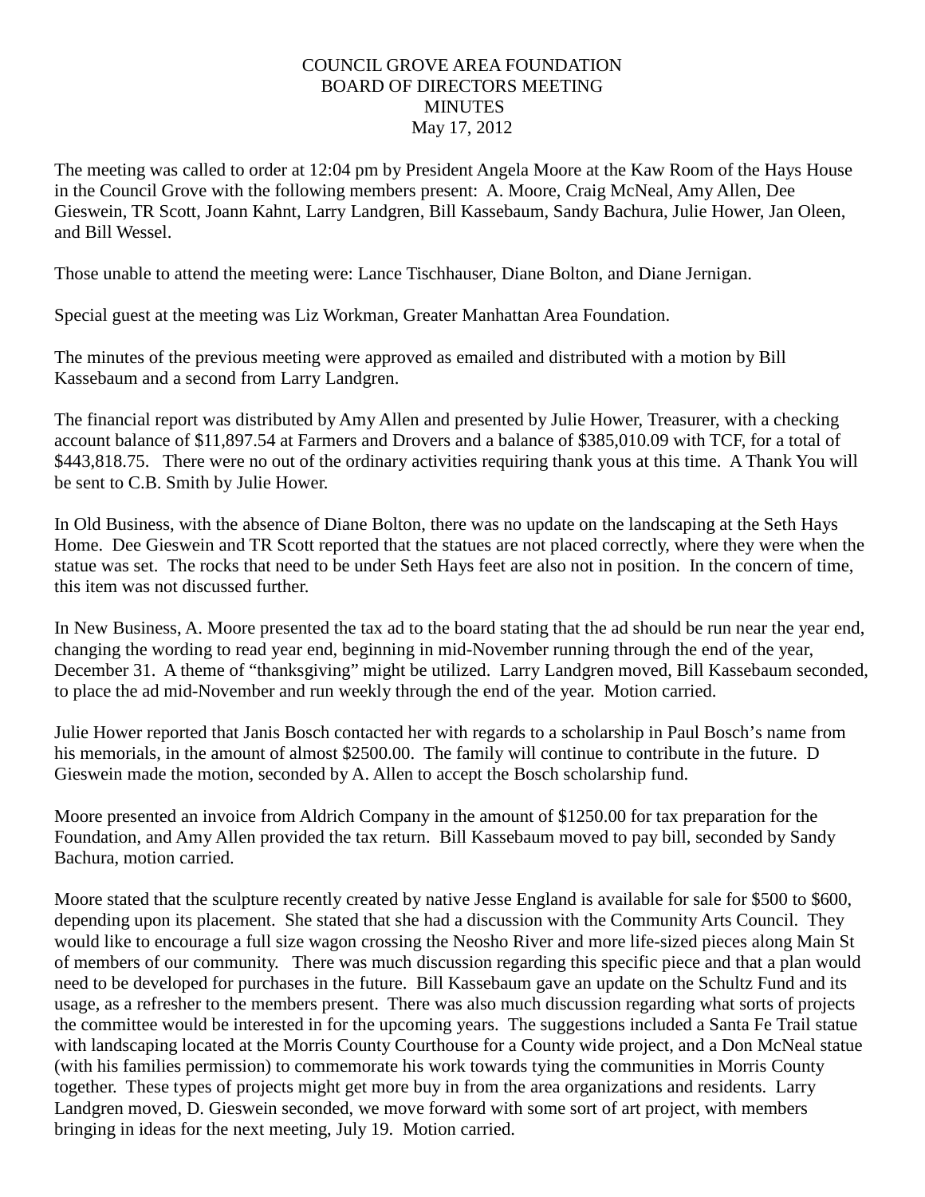COUNCIL GROVE AREA FOUNDATION
BOARD OF DIRECTORS MEETING
MINUTES
May 17, 2012

The meeting was called to order at 12:04 pm by President Angela Moore at the Kaw Room of the Hays House in the Council Grove with the following members present: A. Moore, Craig McNeal, Amy Allen, Dee Gieswein, TR Scott, Joann Kahnt, Larry Landgren, Bill Kassebaum, Sandy Bachura, Julie Hower, Jan Oleen, and Bill Wessel.

Those unable to attend the meeting were: Lance Tischhauser, Diane Bolton, and Diane Jernigan.

Special guest at the meeting was Liz Workman, Greater Manhattan Area Foundation.

The minutes of the previous meeting were approved as emailed and distributed with a motion by Bill Kassebaum and a second from Larry Landgren.

The financial report was distributed by Amy Allen and presented by Julie Hower, Treasurer, with a checking account balance of $11,897.54 at Farmers and Drovers and a balance of $385,010.09 with TCF, for a total of $443,818.75. There were no out of the ordinary activities requiring thank yous at this time. A Thank You will be sent to C.B. Smith by Julie Hower.

In Old Business, with the absence of Diane Bolton, there was no update on the landscaping at the Seth Hays Home. Dee Gieswein and TR Scott reported that the statues are not placed correctly, where they were when the statue was set. The rocks that need to be under Seth Hays feet are also not in position. In the concern of time, this item was not discussed further.

In New Business, A. Moore presented the tax ad to the board stating that the ad should be run near the year end, changing the wording to read year end, beginning in mid-November running through the end of the year, December 31. A theme of "thanksgiving" might be utilized. Larry Landgren moved, Bill Kassebaum seconded, to place the ad mid-November and run weekly through the end of the year. Motion carried.

Julie Hower reported that Janis Bosch contacted her with regards to a scholarship in Paul Bosch's name from his memorials, in the amount of almost $2500.00. The family will continue to contribute in the future. D Gieswein made the motion, seconded by A. Allen to accept the Bosch scholarship fund.

Moore presented an invoice from Aldrich Company in the amount of $1250.00 for tax preparation for the Foundation, and Amy Allen provided the tax return. Bill Kassebaum moved to pay bill, seconded by Sandy Bachura, motion carried.

Moore stated that the sculpture recently created by native Jesse England is available for sale for $500 to $600, depending upon its placement. She stated that she had a discussion with the Community Arts Council. They would like to encourage a full size wagon crossing the Neosho River and more life-sized pieces along Main St of members of our community. There was much discussion regarding this specific piece and that a plan would need to be developed for purchases in the future. Bill Kassebaum gave an update on the Schultz Fund and its usage, as a refresher to the members present. There was also much discussion regarding what sorts of projects the committee would be interested in for the upcoming years. The suggestions included a Santa Fe Trail statue with landscaping located at the Morris County Courthouse for a County wide project, and a Don McNeal statue (with his families permission) to commemorate his work towards tying the communities in Morris County together. These types of projects might get more buy in from the area organizations and residents. Larry Landgren moved, D. Gieswein seconded, we move forward with some sort of art project, with members bringing in ideas for the next meeting, July 19. Motion carried.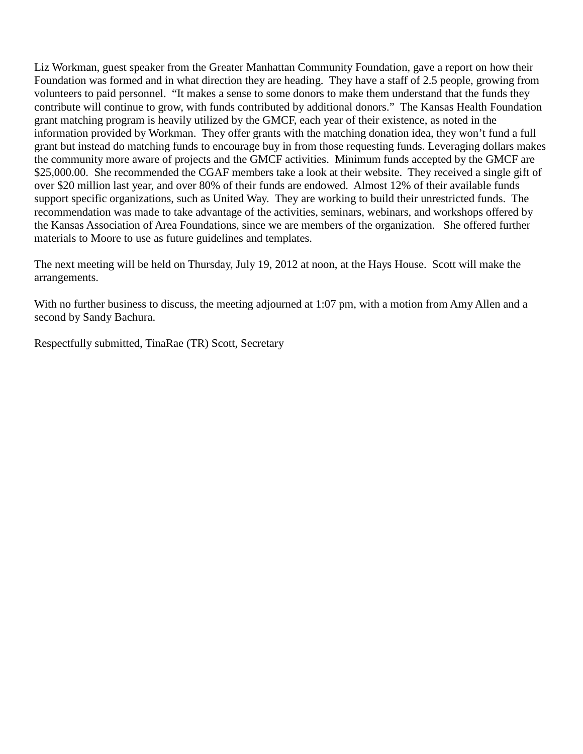Liz Workman, guest speaker from the Greater Manhattan Community Foundation, gave a report on how their Foundation was formed and in what direction they are heading. They have a staff of 2.5 people, growing from volunteers to paid personnel. "It makes a sense to some donors to make them understand that the funds they contribute will continue to grow, with funds contributed by additional donors." The Kansas Health Foundation grant matching program is heavily utilized by the GMCF, each year of their existence, as noted in the information provided by Workman. They offer grants with the matching donation idea, they won't fund a full grant but instead do matching funds to encourage buy in from those requesting funds. Leveraging dollars makes the community more aware of projects and the GMCF activities. Minimum funds accepted by the GMCF are $25,000.00. She recommended the CGAF members take a look at their website. They received a single gift of over $20 million last year, and over 80% of their funds are endowed. Almost 12% of their available funds support specific organizations, such as United Way. They are working to build their unrestricted funds. The recommendation was made to take advantage of the activities, seminars, webinars, and workshops offered by the Kansas Association of Area Foundations, since we are members of the organization. She offered further materials to Moore to use as future guidelines and templates.

The next meeting will be held on Thursday, July 19, 2012 at noon, at the Hays House. Scott will make the arrangements.

With no further business to discuss, the meeting adjourned at 1:07 pm, with a motion from Amy Allen and a second by Sandy Bachura.

Respectfully submitted, TinaRae (TR) Scott, Secretary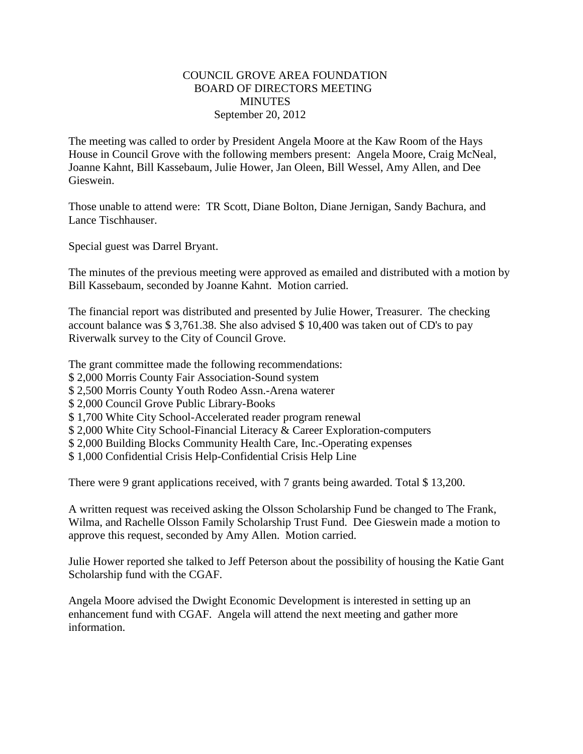# COUNCIL GROVE AREA FOUNDATION
## BOARD OF DIRECTORS MEETING
## MINUTES
### September 20, 2012

The meeting was called to order by President Angela Moore at the Kaw Room of the Hays House in Council Grove with the following members present: Angela Moore, Craig McNeal, Joanne Kahnt, Bill Kassebaum, Julie Hower, Jan Oleen, Bill Wessel, Amy Allen, and Dee Gieswein.

Those unable to attend were: TR Scott, Diane Bolton, Diane Jernigan, Sandy Bachura, and Lance Tischhauser.

Special guest was Darrel Bryant.

The minutes of the previous meeting were approved as emailed and distributed with a motion by Bill Kassebaum, seconded by Joanne Kahnt. Motion carried.

The financial report was distributed and presented by Julie Hower, Treasurer. The checking account balance was $ 3,761.38. She also advised $ 10,400 was taken out of CD's to pay Riverwalk survey to the City of Council Grove.

The grant committee made the following recommendations:
$ 2,000 Morris County Fair Association-Sound system
$ 2,500 Morris County Youth Rodeo Assn.-Arena waterer
$ 2,000 Council Grove Public Library-Books
$ 1,700 White City School-Accelerated reader program renewal
$ 2,000 White City School-Financial Literacy & Career Exploration-computers
$ 2,000 Building Blocks Community Health Care, Inc.-Operating expenses
$ 1,000 Confidential Crisis Help-Confidential Crisis Help Line

There were 9 grant applications received, with 7 grants being awarded. Total $ 13,200.

A written request was received asking the Olsson Scholarship Fund be changed to The Frank, Wilma, and Rachelle Olsson Family Scholarship Trust Fund. Dee Gieswein made a motion to approve this request, seconded by Amy Allen. Motion carried.

Julie Hower reported she talked to Jeff Peterson about the possibility of housing the Katie Gant Scholarship fund with the CGAF.

Angela Moore advised the Dwight Economic Development is interested in setting up an enhancement fund with CGAF. Angela will attend the next meeting and gather more information.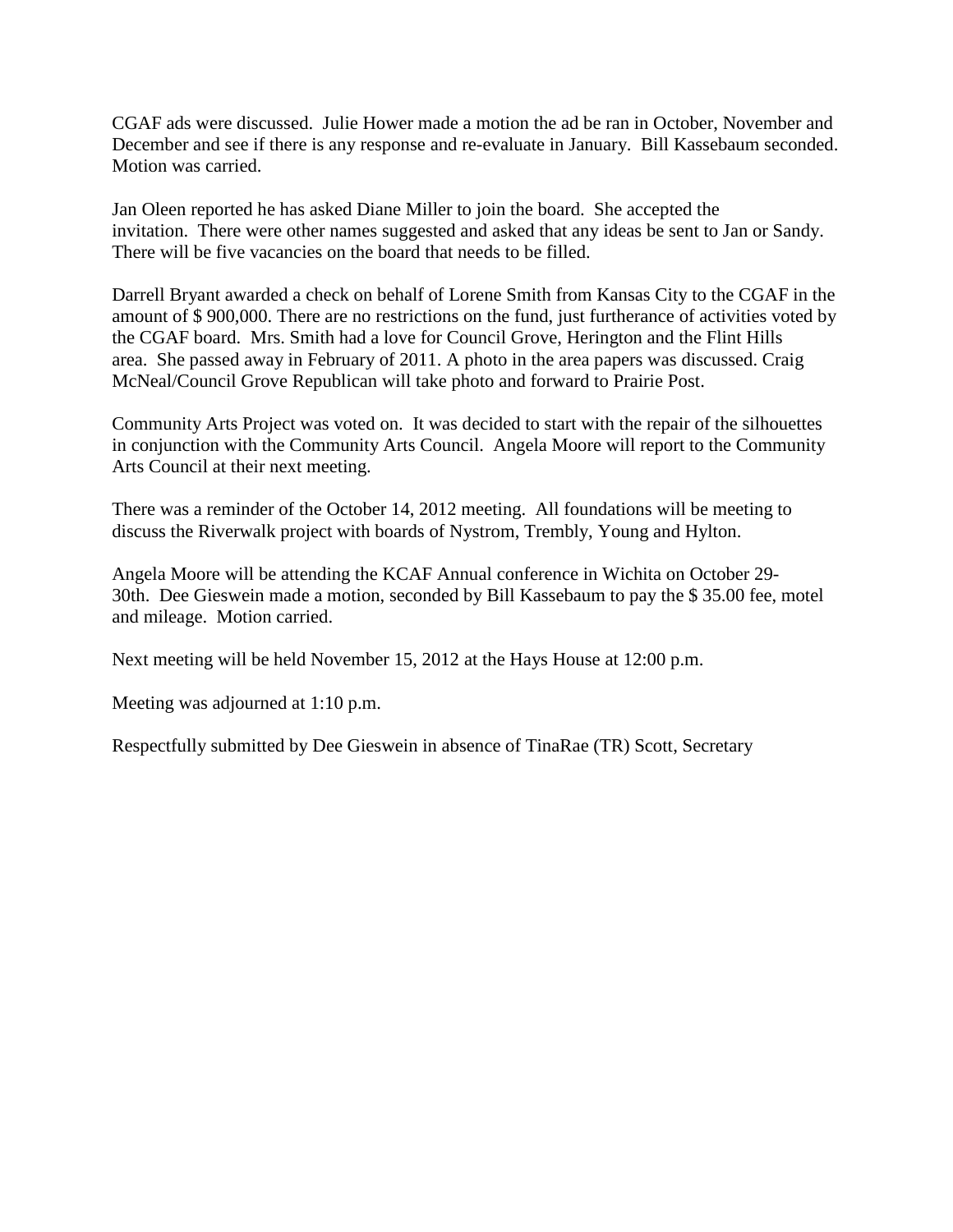CGAF ads were discussed. Julie Hower made a motion the ad be ran in October, November and December and see if there is any response and re-evaluate in January. Bill Kassebaum seconded. Motion was carried.

Jan Oleen reported he has asked Diane Miller to join the board. She accepted the invitation. There were other names suggested and asked that any ideas be sent to Jan or Sandy. There will be five vacancies on the board that needs to be filled.

Darrell Bryant awarded a check on behalf of Lorene Smith from Kansas City to the CGAF in the amount of $ 900,000. There are no restrictions on the fund, just furtherance of activities voted by the CGAF board. Mrs. Smith had a love for Council Grove, Herington and the Flint Hills area. She passed away in February of 2011. A photo in the area papers was discussed. Craig McNeal/Council Grove Republican will take photo and forward to Prairie Post.

Community Arts Project was voted on. It was decided to start with the repair of the silhouettes in conjunction with the Community Arts Council. Angela Moore will report to the Community Arts Council at their next meeting.

There was a reminder of the October 14, 2012 meeting. All foundations will be meeting to discuss the Riverwalk project with boards of Nystrom, Trembly, Young and Hylton.

Angela Moore will be attending the KCAF Annual conference in Wichita on October 29-30th. Dee Gieswein made a motion, seconded by Bill Kassebaum to pay the $ 35.00 fee, motel and mileage. Motion carried.

Next meeting will be held November 15, 2012 at the Hays House at 12:00 p.m.

Meeting was adjourned at 1:10 p.m.

Respectfully submitted by Dee Gieswein in absence of TinaRae (TR) Scott, Secretary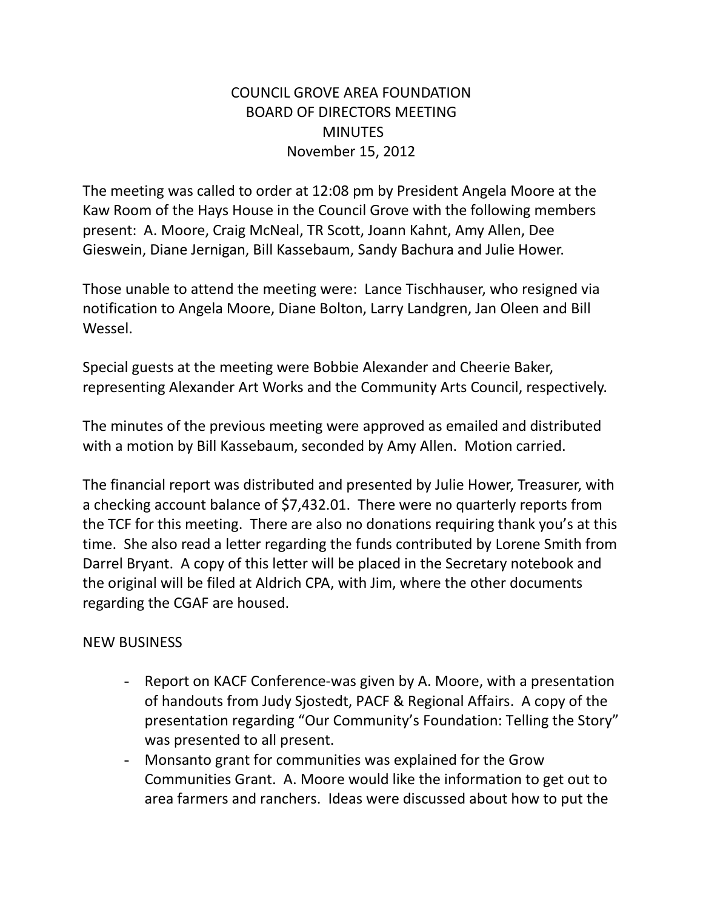# COUNCIL GROVE AREA FOUNDATION
## BOARD OF DIRECTORS MEETING
## MINUTES
November 15, 2012

The meeting was called to order at 12:08 pm by President Angela Moore at the Kaw Room of the Hays House in the Council Grove with the following members present: A. Moore, Craig McNeal, TR Scott, Joann Kahnt, Amy Allen, Dee Gieswein, Diane Jernigan, Bill Kassebaum, Sandy Bachura and Julie Hower.

Those unable to attend the meeting were: Lance Tischhauser, who resigned via notification to Angela Moore, Diane Bolton, Larry Landgren, Jan Oleen and Bill Wessel.

Special guests at the meeting were Bobbie Alexander and Cheerie Baker, representing Alexander Art Works and the Community Arts Council, respectively.

The minutes of the previous meeting were approved as emailed and distributed with a motion by Bill Kassebaum, seconded by Amy Allen. Motion carried.

The financial report was distributed and presented by Julie Hower, Treasurer, with a checking account balance of $7,432.01. There were no quarterly reports from the TCF for this meeting. There are also no donations requiring thank you's at this time. She also read a letter regarding the funds contributed by Lorene Smith from Darrel Bryant. A copy of this letter will be placed in the Secretary notebook and the original will be filed at Aldrich CPA, with Jim, where the other documents regarding the CGAF are housed.

NEW BUSINESS

- Report on KACF Conference-was given by A. Moore, with a presentation of handouts from Judy Sjostedt, PACF & Regional Affairs. A copy of the presentation regarding "Our Community's Foundation: Telling the Story" was presented to all present.
- Monsanto grant for communities was explained for the Grow Communities Grant. A. Moore would like the information to get out to area farmers and ranchers. Ideas were discussed about how to put the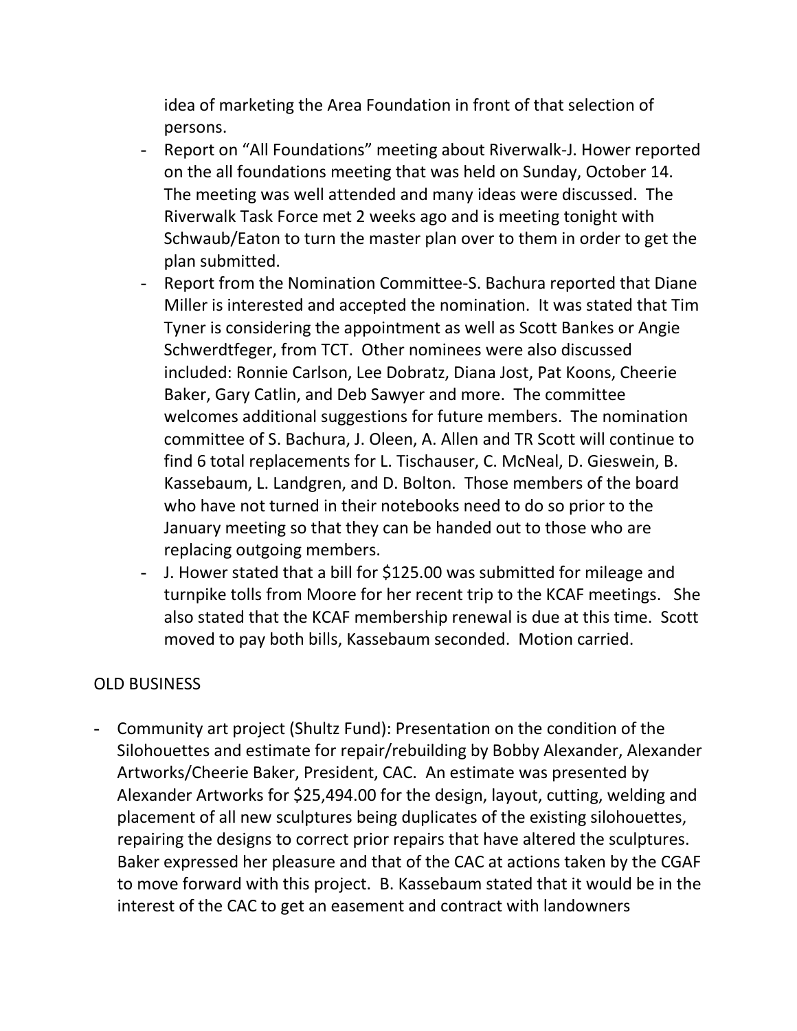idea of marketing the Area Foundation in front of that selection of persons.

- Report on "All Foundations" meeting about Riverwalk-J. Hower reported on the all foundations meeting that was held on Sunday, October 14. The meeting was well attended and many ideas were discussed. The Riverwalk Task Force met 2 weeks ago and is meeting tonight with Schwaub/Eaton to turn the master plan over to them in order to get the plan submitted.
- Report from the Nomination Committee-S. Bachura reported that Diane Miller is interested and accepted the nomination. It was stated that Tim Tyner is considering the appointment as well as Scott Bankes or Angie Schwerdtfeger, from TCT. Other nominees were also discussed included: Ronnie Carlson, Lee Dobratz, Diana Jost, Pat Koons, Cheerie Baker, Gary Catlin, and Deb Sawyer and more. The committee welcomes additional suggestions for future members. The nomination committee of S. Bachura, J. Oleen, A. Allen and TR Scott will continue to find 6 total replacements for L. Tischauser, C. McNeal, D. Gieswein, B. Kassebaum, L. Landgren, and D. Bolton. Those members of the board who have not turned in their notebooks need to do so prior to the January meeting so that they can be handed out to those who are replacing outgoing members.
- J. Hower stated that a bill for $125.00 was submitted for mileage and turnpike tolls from Moore for her recent trip to the KCAF meetings. She also stated that the KCAF membership renewal is due at this time. Scott moved to pay both bills, Kassebaum seconded. Motion carried.

OLD BUSINESS

- Community art project (Shultz Fund): Presentation on the condition of the Silohouettes and estimate for repair/rebuilding by Bobby Alexander, Alexander Artworks/Cheerie Baker, President, CAC. An estimate was presented by Alexander Artworks for $25,494.00 for the design, layout, cutting, welding and placement of all new sculptures being duplicates of the existing silohouettes, repairing the designs to correct prior repairs that have altered the sculptures. Baker expressed her pleasure and that of the CAC at actions taken by the CGAF to move forward with this project. B. Kassebaum stated that it would be in the interest of the CAC to get an easement and contract with landowners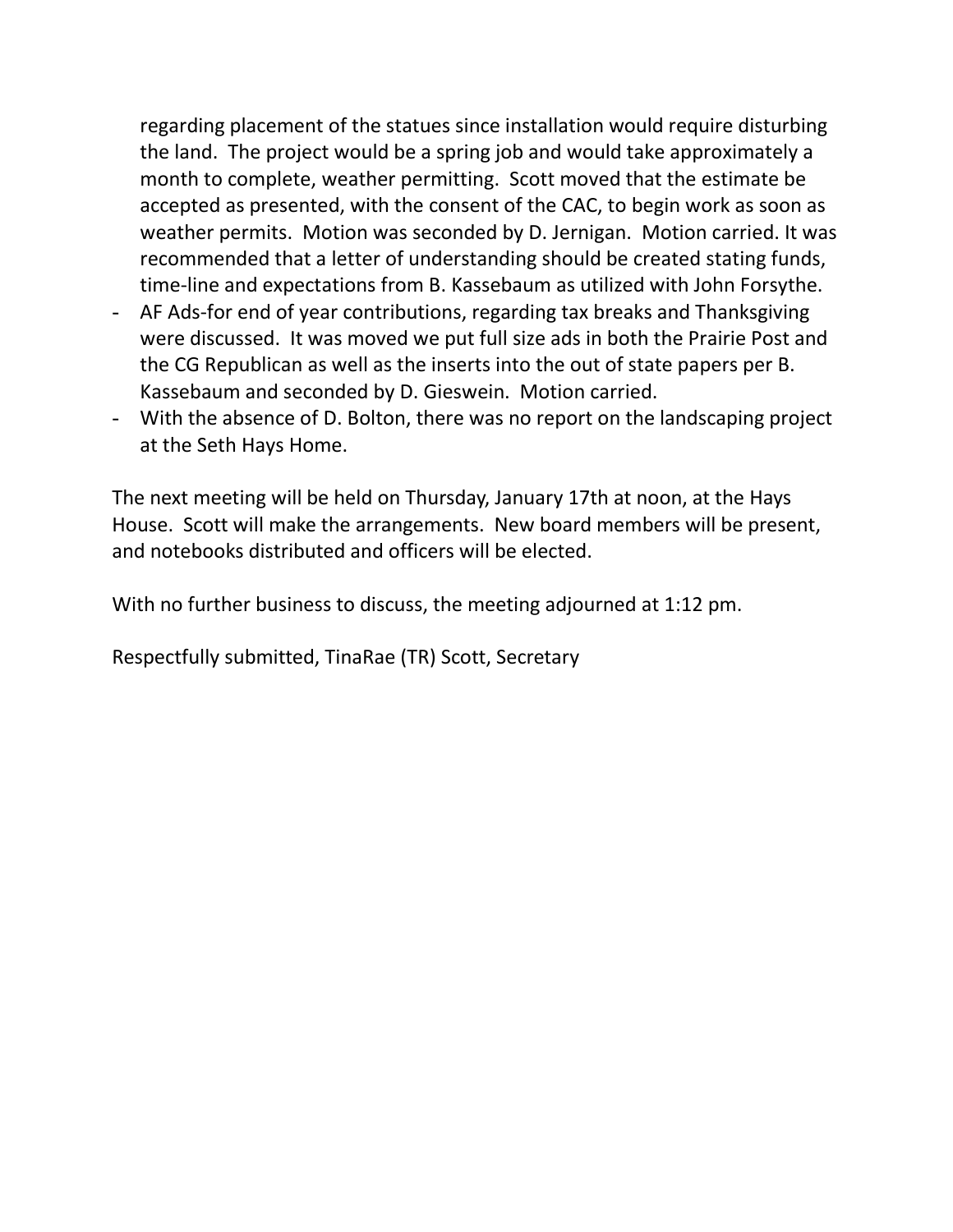regarding placement of the statues since installation would require disturbing the land. The project would be a spring job and would take approximately a month to complete, weather permitting. Scott moved that the estimate be accepted as presented, with the consent of the CAC, to begin work as soon as weather permits. Motion was seconded by D. Jernigan. Motion carried. It was recommended that a letter of understanding should be created stating funds, time-line and expectations from B. Kassebaum as utilized with John Forsythe.

- AF Ads-for end of year contributions, regarding tax breaks and Thanksgiving were discussed. It was moved we put full size ads in both the Prairie Post and the CG Republican as well as the inserts into the out of state papers per B. Kassebaum and seconded by D. Gieswein. Motion carried.
- With the absence of D. Bolton, there was no report on the landscaping project at the Seth Hays Home.

The next meeting will be held on Thursday, January 17th at noon, at the Hays House. Scott will make the arrangements. New board members will be present, and notebooks distributed and officers will be elected.

With no further business to discuss, the meeting adjourned at 1:12 pm.

Respectfully submitted, TinaRae (TR) Scott, Secretary